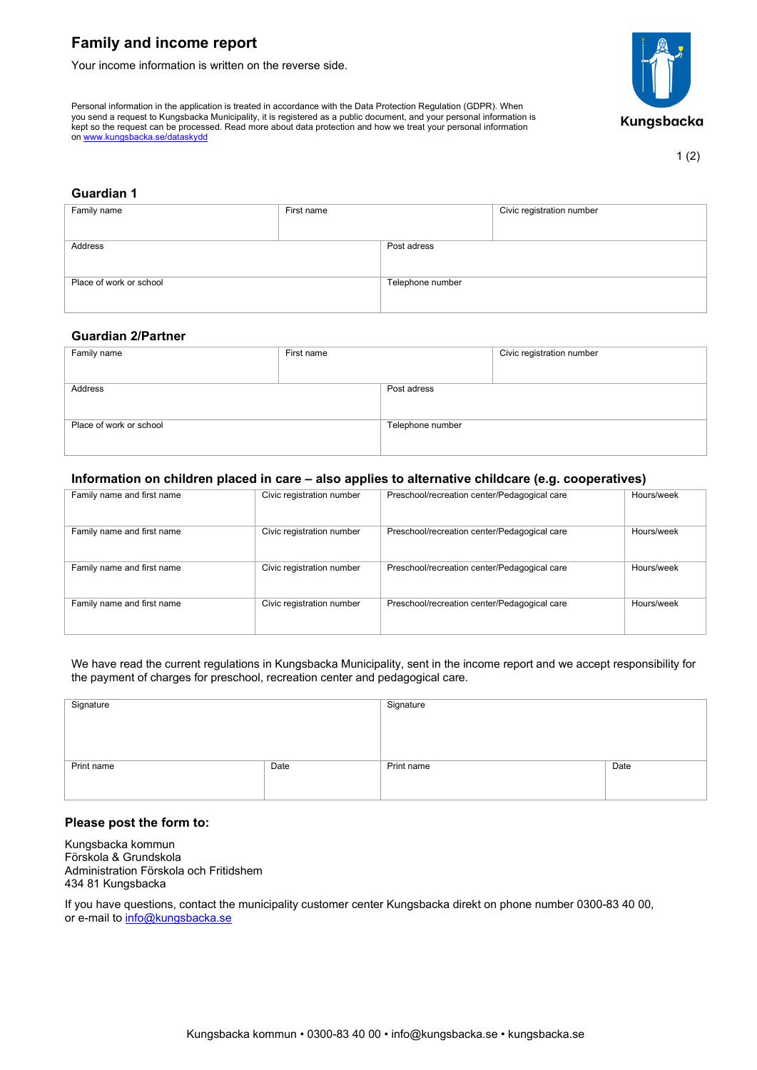# Family and income report

Your income information is written on the reverse side.

Personal information in the application is treated in accordance with the Data Protection Regulation (GDPR). When you send a request to Kungsbacka Municipality, it is registered as a public document, and your personal information is kept so the request can be processed. Read more about data protection and how we treat your personal information on www.kungsbacka.se/dataskydd

Kungsbacka

## Guardian 1

| Family name | First name | Civic registration number |
|---|---|---|
| Address | Post adress | |
| Place of work or school | Telephone number | |

## Guardian 2/Partner

| Family name | First name | Civic registration number |
|---|---|---|
| Address | Post adress | |
| Place of work or school | Telephone number | |

## Information on children placed in care – also applies to alternative childcare (e.g. cooperatives)

| Family name and first name | Civic registration number | Preschool/recreation center/Pedagogical care | Hours/week |
|---|---|---|---|
| Family name and first name | Civic registration number | Preschool/recreation center/Pedagogical care | Hours/week |
| Family name and first name | Civic registration number | Preschool/recreation center/Pedagogical care | Hours/week |
| Family name and first name | Civic registration number | Preschool/recreation center/Pedagogical care | Hours/week |

We have read the current regulations in Kungsbacka Municipality, sent in the income report and we accept responsibility for the payment of charges for preschool, recreation center and pedagogical care.

| Signature | | Signature | |
|---|---|---|---|
| Print name | Date | Print name | Date |

### Please post the form to:

Kungsbacka kommun
Förskola & Grundskola
Administration Förskola och Fritidshem
434 81 Kungsbacka

If you have questions, contact the municipality customer center Kungsbacka direkt on phone number 0300-83 40 00, or e-mail to info@kungsbacka.se

Kungsbacka kommun • 0300-83 40 00 • info@kungsbacka.se • kungsbacka.se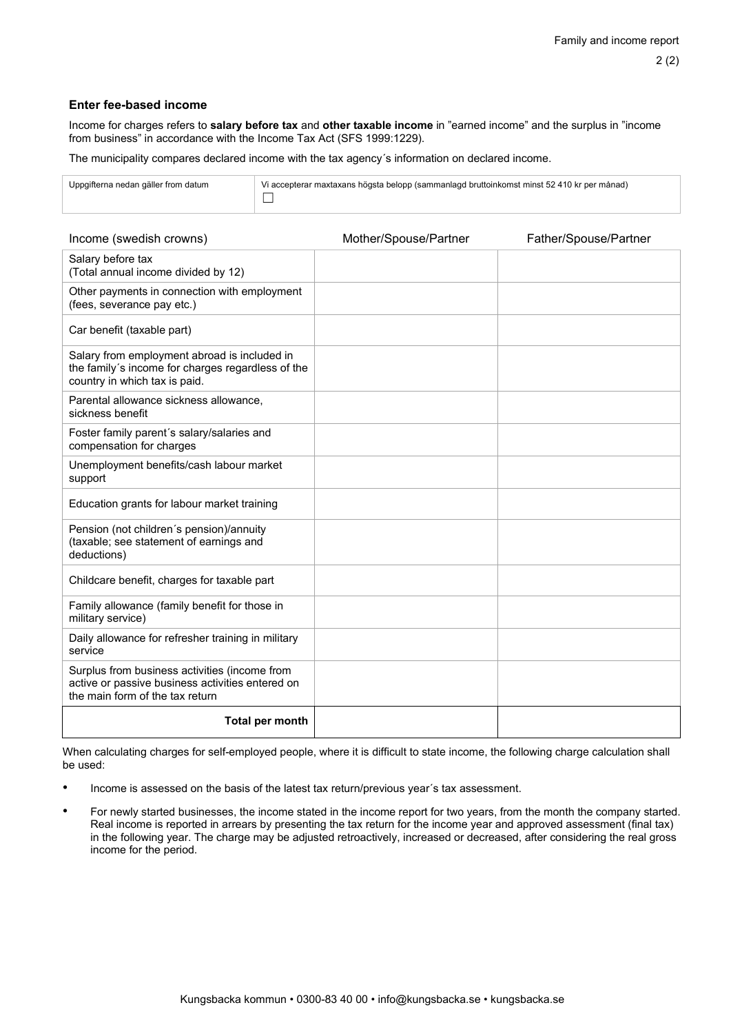### Enter fee-based income

Income for charges refers to **salary before tax** and **other taxable income** in ”earned income” and the surplus in ”income from business” in accordance with the Income Tax Act (SFS 1999:1229).

The municipality compares declared income with the tax agency´s information on declared income.

| Uppgifterna nedan gäller from datum | Vi accepterar maxtaxans högsta belopp (sammanlagd bruttoinkomst minst 52 410 kr per månad) ☐ |
|---|---|

| Income (swedish crowns) | Mother/Spouse/Partner | Father/Spouse/Partner |
|---|---|---|
| Salary before tax (Total annual income divided by 12) | | |
| Other payments in connection with employment (fees, severance pay etc.) | | |
| Car benefit (taxable part) | | |
| Salary from employment abroad is included in the family´s income for charges regardless of the country in which tax is paid. | | |
| Parental allowance sickness allowance, sickness benefit | | |
| Foster family parent´s salary/salaries and compensation for charges | | |
| Unemployment benefits/cash labour market support | | |
| Education grants for labour market training | | |
| Pension (not children´s pension)/annuity (taxable; see statement of earnings and deductions) | | |
| Childcare benefit, charges for taxable part | | |
| Family allowance (family benefit for those in military service) | | |
| Daily allowance for refresher training in military service | | |
| Surplus from business activities (income from active or passive business activities entered on the main form of the tax return | | |
| **Total per month** | | |

When calculating charges for self-employed people, where it is difficult to state income, the following charge calculation shall be used:

- Income is assessed on the basis of the latest tax return/previous year´s tax assessment.
- For newly started businesses, the income stated in the income report for two years, from the month the company started. Real income is reported in arrears by presenting the tax return for the income year and approved assessment (final tax) in the following year. The charge may be adjusted retroactively, increased or decreased, after considering the real gross income for the period.

Kungsbacka kommun • 0300-83 40 00 • info@kungsbacka.se • kungsbacka.se